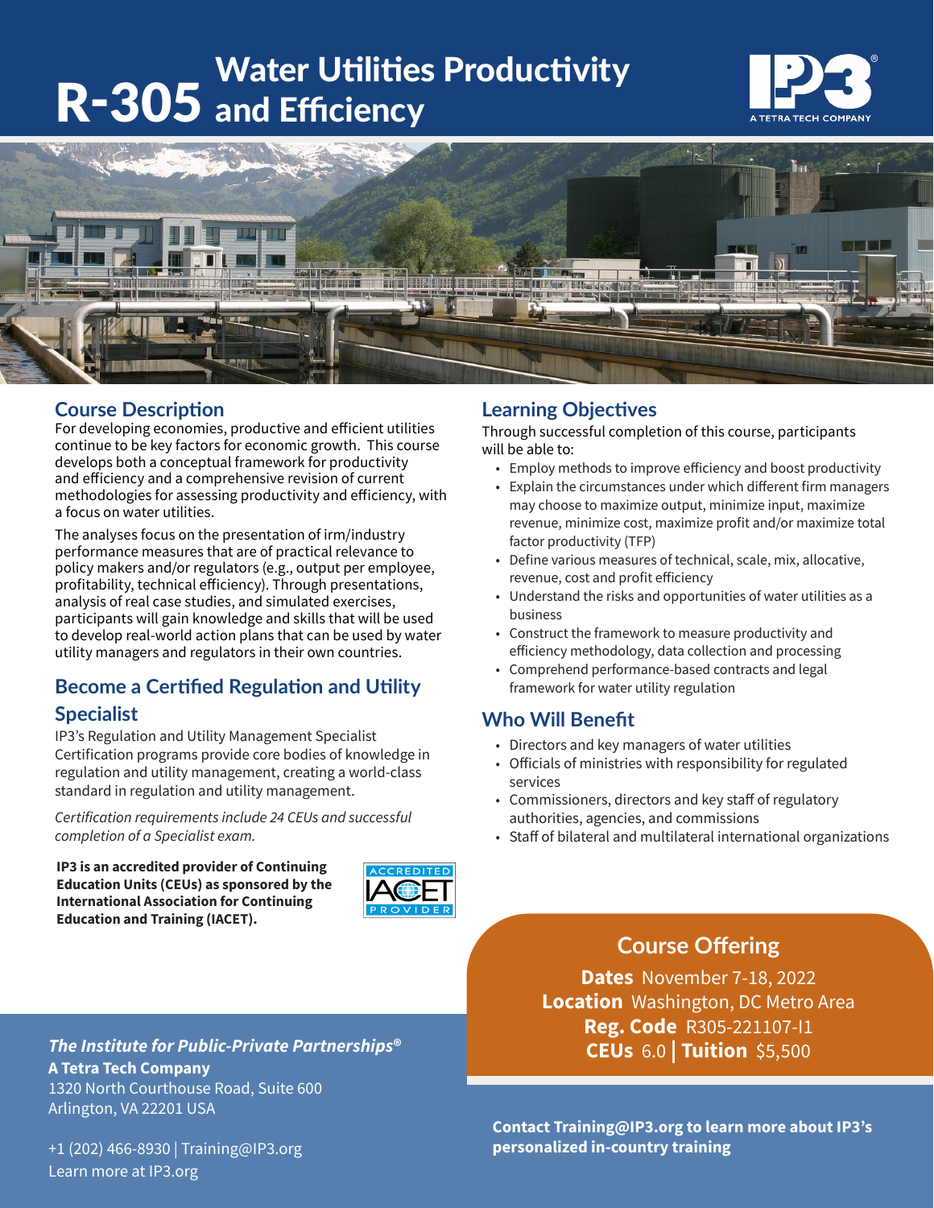# R-305 Water Utilities Productivity and Efficiency

## Course Description

For developing economies, productive and efficient utilities continue to be key factors for economic growth. This course develops both a conceptual framework for productivity and efficiency and a comprehensive revision of current methodologies for assessing productivity and efficiency, with a focus on water utilities.

The analyses focus on the presentation of irm/industry performance measures that are of practical relevance to policy makers and/or regulators (e.g., output per employee, profitability, technical efficiency). Through presentations, analysis of real case studies, and simulated exercises, participants will gain knowledge and skills that will be used to develop real-world action plans that can be used by water utility managers and regulators in their own countries.

## Become a Certified Regulation and Utility Specialist

IP3's Regulation and Utility Management Specialist Certification programs provide core bodies of knowledge in regulation and utility management, creating a world-class standard in regulation and utility management.

*Certification requirements include 24 CEUs and successful completion of a Specialist exam.*

**IP3 is an accredited provider of Continuing Education Units (CEUs) as sponsored by the International Association for Continuing Education and Training (IACET).**

## Learning Objectives

Through successful completion of this course, participants will be able to:

- Employ methods to improve efficiency and boost productivity
- Explain the circumstances under which different firm managers may choose to maximize output, minimize input, maximize revenue, minimize cost, maximize profit and/or maximize total factor productivity (TFP)
- Define various measures of technical, scale, mix, allocative, revenue, cost and profit efficiency
- Understand the risks and opportunities of water utilities as a business
- Construct the framework to measure productivity and efficiency methodology, data collection and processing
- Comprehend performance-based contracts and legal framework for water utility regulation

## Who Will Benefit

- Directors and key managers of water utilities
- Officials of ministries with responsibility for regulated services
- Commissioners, directors and key staff of regulatory authorities, agencies, and commissions
- Staff of bilateral and multilateral international organizations

## Course Offering

**Dates** November 7-18, 2022
**Location** Washington, DC Metro Area
**Reg. Code** R305-221107-I1
**CEUs** 6.0 | **Tuition** $5,500

***The Institute for Public-Private Partnerships®***
**A Tetra Tech Company**
1320 North Courthouse Road, Suite 600
Arlington, VA 22201 USA

+1 (202) 466-8930 | Training@IP3.org
Learn more at IP3.org

**Contact Training@IP3.org to learn more about IP3's personalized in-country training**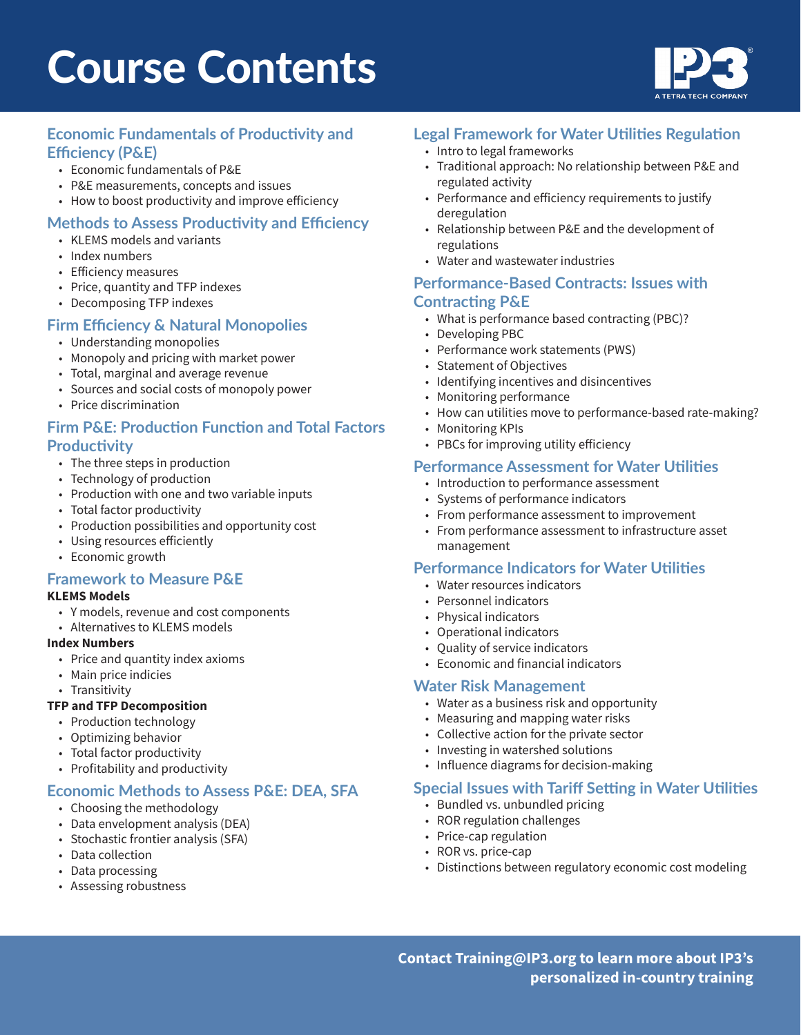# Course Contents

## Economic Fundamentals of Productivity and Efficiency (P&E)

- Economic fundamentals of P&E
- P&E measurements, concepts and issues
- How to boost productivity and improve efficiency

## Methods to Assess Productivity and Efficiency

- KLEMS models and variants
- Index numbers
- Efficiency measures
- Price, quantity and TFP indexes
- Decomposing TFP indexes

## Firm Efficiency & Natural Monopolies

- Understanding monopolies
- Monopoly and pricing with market power
- Total, marginal and average revenue
- Sources and social costs of monopoly power
- Price discrimination

## Firm P&E: Production Function and Total Factors Productivity

- The three steps in production
- Technology of production
- Production with one and two variable inputs
- Total factor productivity
- Production possibilities and opportunity cost
- Using resources efficiently
- Economic growth

## Framework to Measure P&E

**KLEMS Models**

- Y models, revenue and cost components
- Alternatives to KLEMS models

**Index Numbers**

- Price and quantity index axioms
- Main price indicies
- Transitivity

**TFP and TFP Decomposition**

- Production technology
- Optimizing behavior
- Total factor productivity
- Profitability and productivity

## Economic Methods to Assess P&E: DEA, SFA

- Choosing the methodology
- Data envelopment analysis (DEA)
- Stochastic frontier analysis (SFA)
- Data collection
- Data processing
- Assessing robustness

## Legal Framework for Water Utilities Regulation

- Intro to legal frameworks
- Traditional approach: No relationship between P&E and regulated activity
- Performance and efficiency requirements to justify deregulation
- Relationship between P&E and the development of regulations
- Water and wastewater industries

## Performance-Based Contracts: Issues with Contracting P&E

- What is performance based contracting (PBC)?
- Developing PBC
- Performance work statements (PWS)
- Statement of Objectives
- Identifying incentives and disincentives
- Monitoring performance
- How can utilities move to performance-based rate-making?
- Monitoring KPIs
- PBCs for improving utility efficiency

## Performance Assessment for Water Utilities

- Introduction to performance assessment
- Systems of performance indicators
- From performance assessment to improvement
- From performance assessment to infrastructure asset management

## Performance Indicators for Water Utilities

- Water resources indicators
- Personnel indicators
- Physical indicators
- Operational indicators
- Quality of service indicators
- Economic and financial indicators

## Water Risk Management

- Water as a business risk and opportunity
- Measuring and mapping water risks
- Collective action for the private sector
- Investing in watershed solutions
- Influence diagrams for decision-making

## Special Issues with Tariff Setting in Water Utilities

- Bundled vs. unbundled pricing
- ROR regulation challenges
- Price-cap regulation
- ROR vs. price-cap
- Distinctions between regulatory economic cost modeling

**Contact Training@IP3.org to learn more about IP3's personalized in-country training**